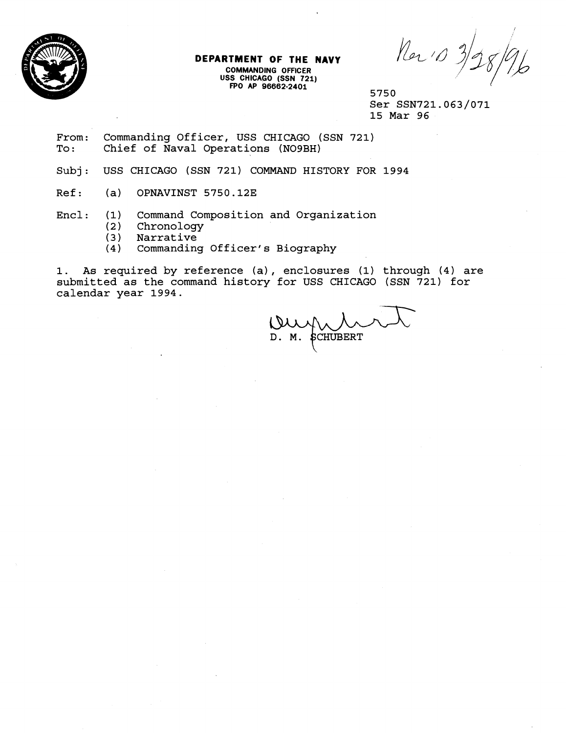**DEPARTMENT OF THE NAVY**
COMMANDING OFFICER
USS CHICAGO (SSN 721)
FPO AP 96662-2401

Rec'd 3/28/96

5750
Ser SSN721.063/071
15 Mar 96

From: Commanding Officer, USS CHICAGO (SSN 721)
To: Chief of Naval Operations (N09BH)

Subj: USS CHICAGO (SSN 721) COMMAND HISTORY FOR 1994

Ref: (a) OPNAVINST 5750.12E

Encl: (1) Command Composition and Organization
(2) Chronology
(3) Narrative
(4) Commanding Officer's Biography

1. As required by reference (a), enclosures (1) through (4) are submitted as the command history for USS CHICAGO (SSN 721) for calendar year 1994.

D. M. SCHUBERT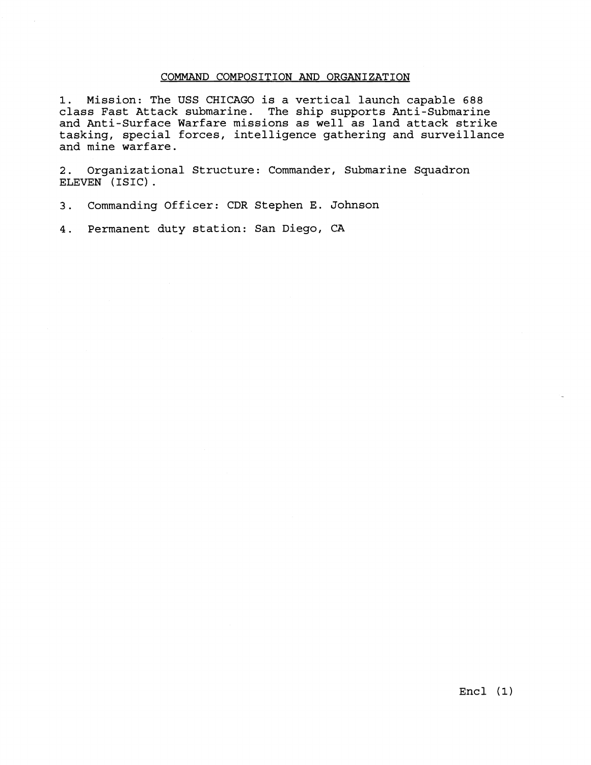# COMMAND COMPOSITION AND ORGANIZATION

1. Mission: The USS CHICAGO is a vertical launch capable 688 class Fast Attack submarine. The ship supports Anti-Submarine and Anti-Surface Warfare missions as well as land attack strike tasking, special forces, intelligence gathering and surveillance and mine warfare.

2. Organizational Structure: Commander, Submarine Squadron ELEVEN (ISIC).

3. Commanding Officer: CDR Stephen E. Johnson

4. Permanent duty station: San Diego, CA

Encl (1)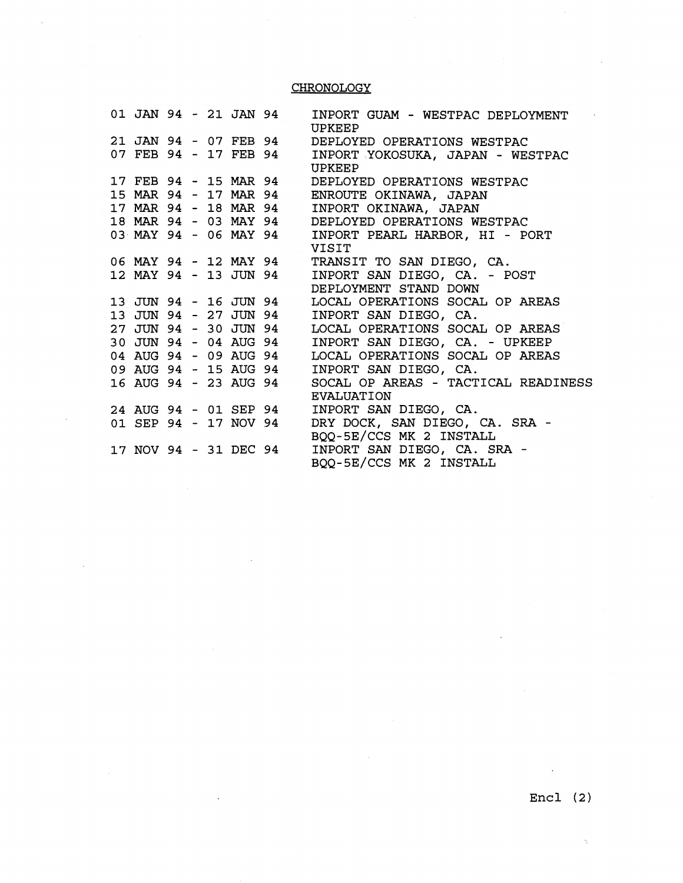# CHRONOLOGY

| | |
|---|---|
| 01 JAN 94 - 21 JAN 94 | INPORT GUAM - WESTPAC DEPLOYMENT UPKEEP |
| 21 JAN 94 - 07 FEB 94 | DEPLOYED OPERATIONS WESTPAC |
| 07 FEB 94 - 17 FEB 94 | INPORT YOKOSUKA, JAPAN - WESTPAC UPKEEP |
| 17 FEB 94 - 15 MAR 94 | DEPLOYED OPERATIONS WESTPAC |
| 15 MAR 94 - 17 MAR 94 | ENROUTE OKINAWA, JAPAN |
| 17 MAR 94 - 18 MAR 94 | INPORT OKINAWA, JAPAN |
| 18 MAR 94 - 03 MAY 94 | DEPLOYED OPERATIONS WESTPAC |
| 03 MAY 94 - 06 MAY 94 | INPORT PEARL HARBOR, HI - PORT VISIT |
| 06 MAY 94 - 12 MAY 94 | TRANSIT TO SAN DIEGO, CA. |
| 12 MAY 94 - 13 JUN 94 | INPORT SAN DIEGO, CA. - POST DEPLOYMENT STAND DOWN |
| 13 JUN 94 - 16 JUN 94 | LOCAL OPERATIONS SOCAL OP AREAS |
| 13 JUN 94 - 27 JUN 94 | INPORT SAN DIEGO, CA. |
| 27 JUN 94 - 30 JUN 94 | LOCAL OPERATIONS SOCAL OP AREAS |
| 30 JUN 94 - 04 AUG 94 | INPORT SAN DIEGO, CA. - UPKEEP |
| 04 AUG 94 - 09 AUG 94 | LOCAL OPERATIONS SOCAL OP AREAS |
| 09 AUG 94 - 15 AUG 94 | INPORT SAN DIEGO, CA. |
| 16 AUG 94 - 23 AUG 94 | SOCAL OP AREAS - TACTICAL READINESS EVALUATION |
| 24 AUG 94 - 01 SEP 94 | INPORT SAN DIEGO, CA. |
| 01 SEP 94 - 17 NOV 94 | DRY DOCK, SAN DIEGO, CA. SRA - BQQ-5E/CCS MK 2 INSTALL |
| 17 NOV 94 - 31 DEC 94 | INPORT SAN DIEGO, CA. SRA - BQQ-5E/CCS MK 2 INSTALL |

Encl (2)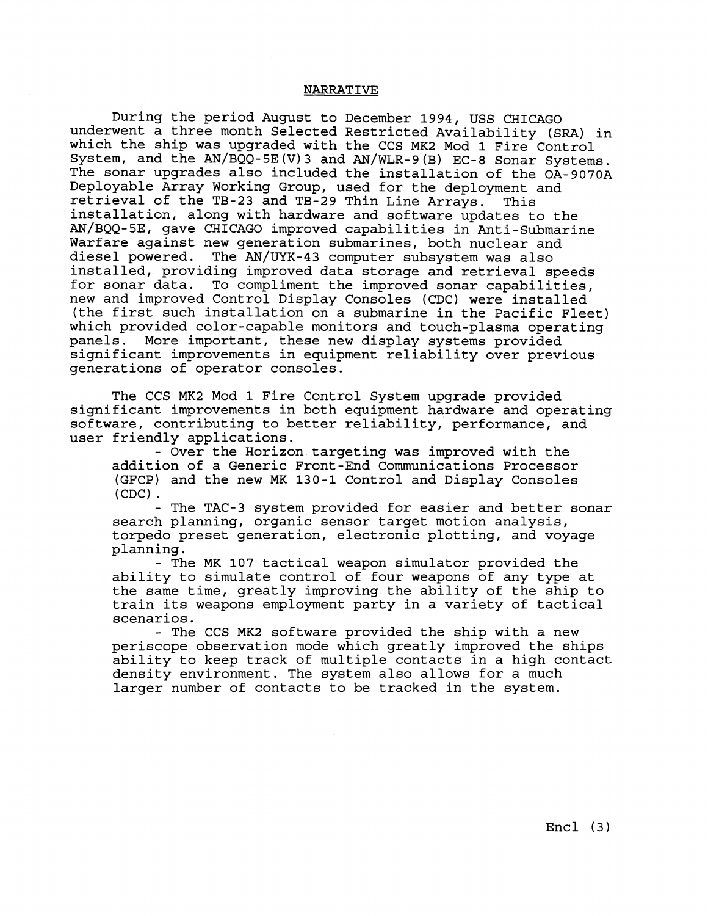## NARRATIVE

During the period August to December 1994, USS CHICAGO underwent a three month Selected Restricted Availability (SRA) in which the ship was upgraded with the CCS MK2 Mod 1 Fire Control System, and the AN/BQQ-5E(V)3 and AN/WLR-9(B) EC-8 Sonar Systems. The sonar upgrades also included the installation of the OA-9070A Deployable Array Working Group, used for the deployment and retrieval of the TB-23 and TB-29 Thin Line Arrays. This installation, along with hardware and software updates to the AN/BQQ-5E, gave CHICAGO improved capabilities in Anti-Submarine Warfare against new generation submarines, both nuclear and diesel powered. The AN/UYK-43 computer subsystem was also installed, providing improved data storage and retrieval speeds for sonar data. To compliment the improved sonar capabilities, new and improved Control Display Consoles (CDC) were installed (the first such installation on a submarine in the Pacific Fleet) which provided color-capable monitors and touch-plasma operating panels. More important, these new display systems provided significant improvements in equipment reliability over previous generations of operator consoles.

The CCS MK2 Mod 1 Fire Control System upgrade provided significant improvements in both equipment hardware and operating software, contributing to better reliability, performance, and user friendly applications.

- Over the Horizon targeting was improved with the addition of a Generic Front-End Communications Processor (GFCP) and the new MK 130-1 Control and Display Consoles (CDC).
- The TAC-3 system provided for easier and better sonar search planning, organic sensor target motion analysis, torpedo preset generation, electronic plotting, and voyage planning.
- The MK 107 tactical weapon simulator provided the ability to simulate control of four weapons of any type at the same time, greatly improving the ability of the ship to train its weapons employment party in a variety of tactical scenarios.
- The CCS MK2 software provided the ship with a new periscope observation mode which greatly improved the ships ability to keep track of multiple contacts in a high contact density environment. The system also allows for a much larger number of contacts to be tracked in the system.

Encl (3)